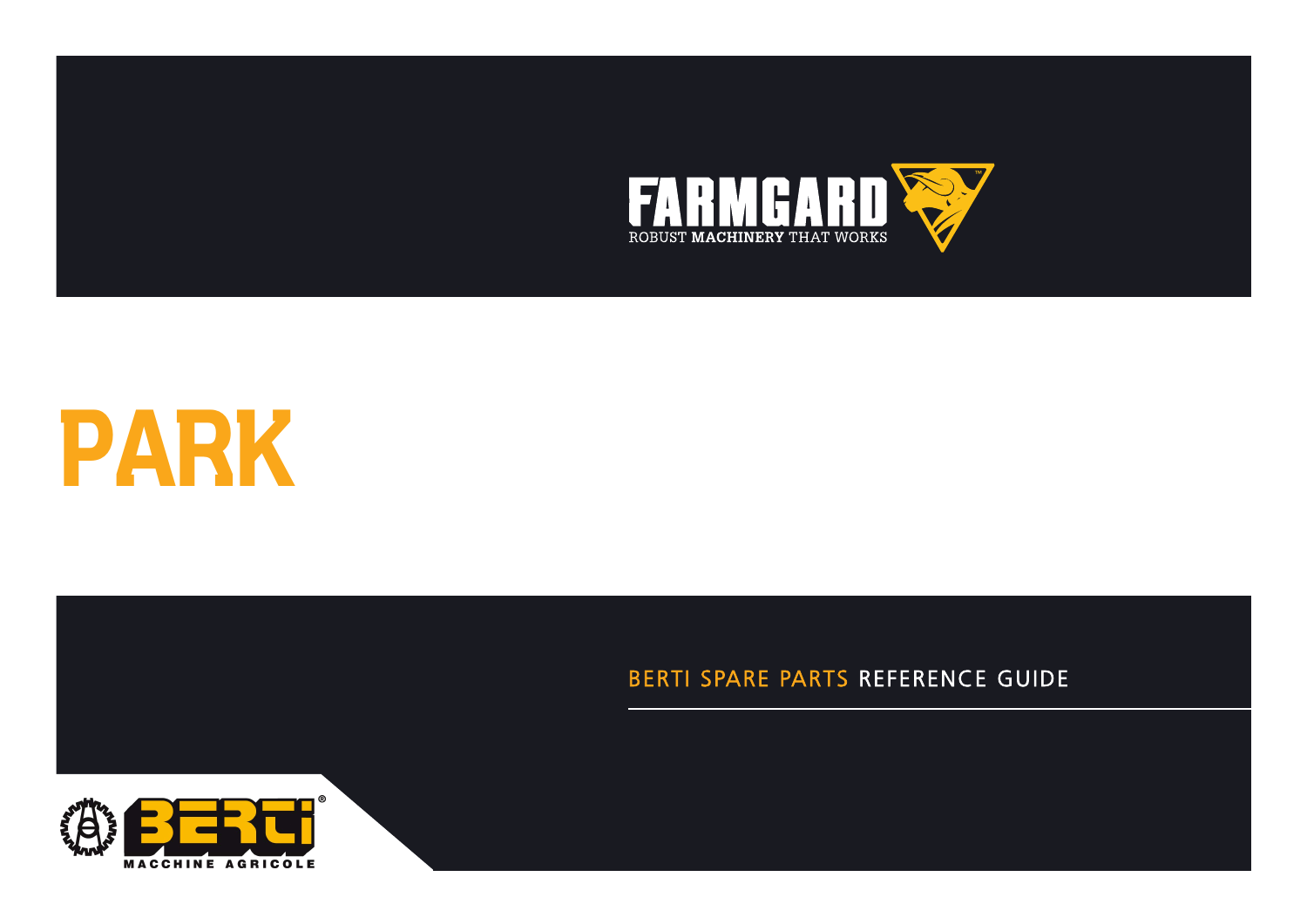FARMGARD

ROBUST **MACHINERY** THAT WORKS

# PARK

BERTI SPARE PARTS REFERENCE GUIDE

BERTI

MACCHINE AGRICOLE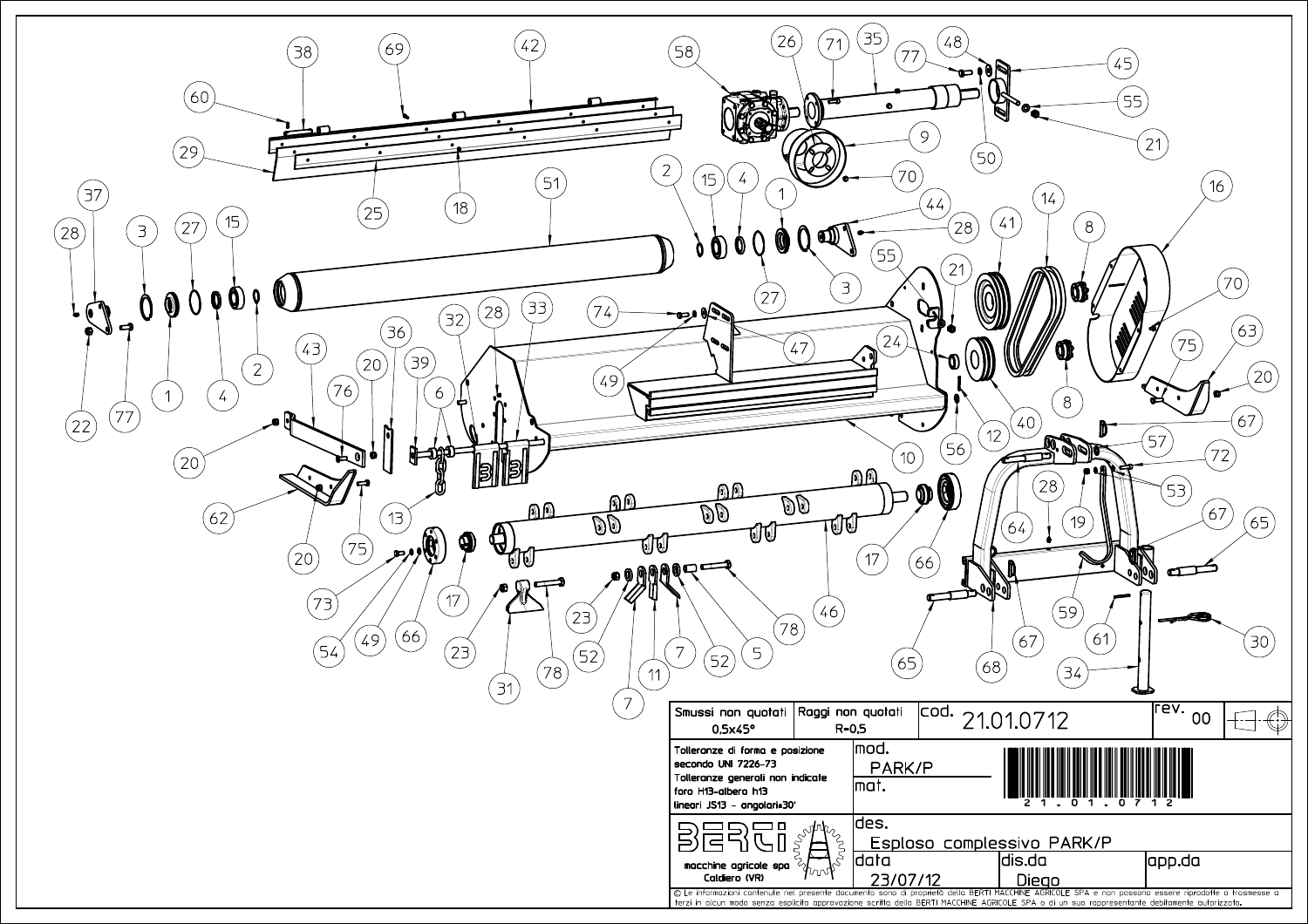| Smussi non quotati 0,5x45° | Raggi non quotati R=0,5 | cod. 21.01.0712 | rev. 00 |
|---|---|---|---|
| Tolleranze di forma e posizione secondo UNI 7226-73<br>Tolleranze generali non indicate foro H13-albero h13<br>lineari JS13 - angolari±30' | mod. PARK/P<br>mat. | 21.01.0712 | |
| BERTI macchine agricole spa Caldiero (VR) | des. Esploso complessivo PARK/P | | |
| | data 23/07/12 | dis.da Diego | app.da |

© Le informazioni contenute nel presente documento sono di proprietà della BERTI MACCHINE AGRICOLE SPA e non possono essere riprodotte o trasmesse a terzi in alcun modo senza esplicita approvazione scritta della BERTI MACCHINE AGRICOLE SPA o di un suo rappresentante debitamente autorizzato.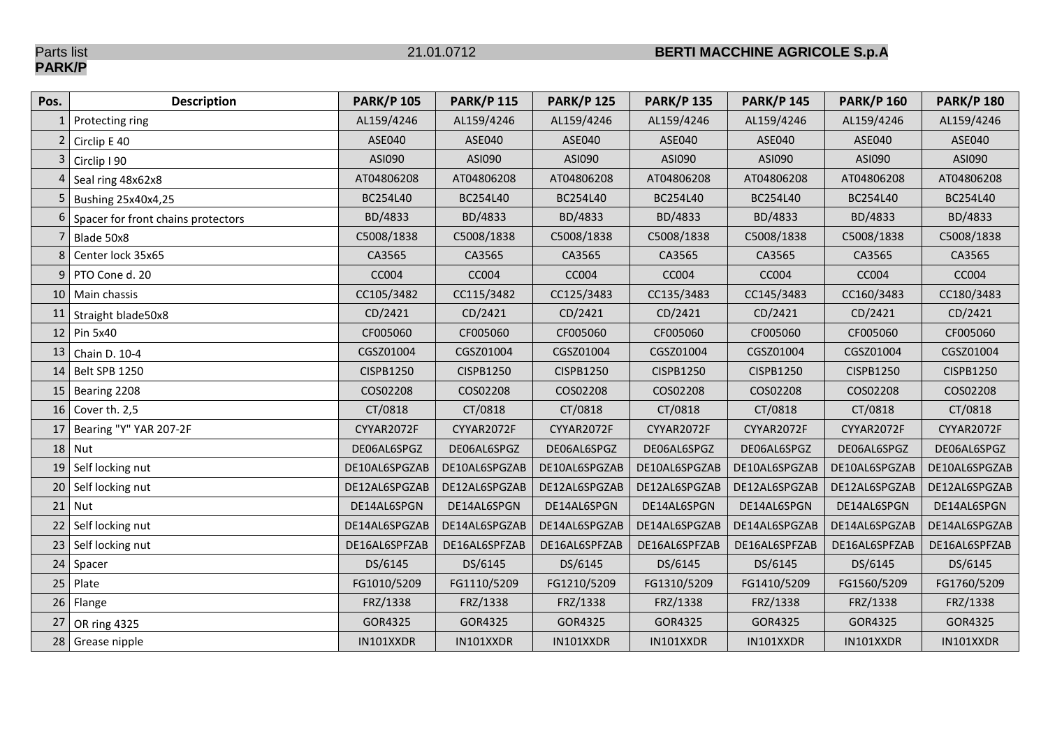Parts list 21.01.0712 **BERTI MACCHINE AGRICOLE S.p.A**

**PARK/P**

| Pos. | Description | PARK/P 105 | PARK/P 115 | PARK/P 125 | PARK/P 135 | PARK/P 145 | PARK/P 160 | PARK/P 180 |
|---|---|---|---|---|---|---|---|---|
| 1 | Protecting ring | AL159/4246 | AL159/4246 | AL159/4246 | AL159/4246 | AL159/4246 | AL159/4246 | AL159/4246 |
| 2 | Circlip E 40 | ASE040 | ASE040 | ASE040 | ASE040 | ASE040 | ASE040 | ASE040 |
| 3 | Circlip I 90 | ASI090 | ASI090 | ASI090 | ASI090 | ASI090 | ASI090 | ASI090 |
| 4 | Seal ring 48x62x8 | AT04806208 | AT04806208 | AT04806208 | AT04806208 | AT04806208 | AT04806208 | AT04806208 |
| 5 | Bushing 25x40x4,25 | BC254L40 | BC254L40 | BC254L40 | BC254L40 | BC254L40 | BC254L40 | BC254L40 |
| 6 | Spacer for front chains protectors | BD/4833 | BD/4833 | BD/4833 | BD/4833 | BD/4833 | BD/4833 | BD/4833 |
| 7 | Blade 50x8 | C5008/1838 | C5008/1838 | C5008/1838 | C5008/1838 | C5008/1838 | C5008/1838 | C5008/1838 |
| 8 | Center lock 35x65 | CA3565 | CA3565 | CA3565 | CA3565 | CA3565 | CA3565 | CA3565 |
| 9 | PTO Cone d. 20 | CC004 | CC004 | CC004 | CC004 | CC004 | CC004 | CC004 |
| 10 | Main chassis | CC105/3482 | CC115/3482 | CC125/3483 | CC135/3483 | CC145/3483 | CC160/3483 | CC180/3483 |
| 11 | Straight blade50x8 | CD/2421 | CD/2421 | CD/2421 | CD/2421 | CD/2421 | CD/2421 | CD/2421 |
| 12 | Pin 5x40 | CF005060 | CF005060 | CF005060 | CF005060 | CF005060 | CF005060 | CF005060 |
| 13 | Chain D. 10-4 | CGSZ01004 | CGSZ01004 | CGSZ01004 | CGSZ01004 | CGSZ01004 | CGSZ01004 | CGSZ01004 |
| 14 | Belt SPB 1250 | CISPB1250 | CISPB1250 | CISPB1250 | CISPB1250 | CISPB1250 | CISPB1250 | CISPB1250 |
| 15 | Bearing 2208 | COS02208 | COS02208 | COS02208 | COS02208 | COS02208 | COS02208 | COS02208 |
| 16 | Cover th. 2,5 | CT/0818 | CT/0818 | CT/0818 | CT/0818 | CT/0818 | CT/0818 | CT/0818 |
| 17 | Bearing "Y" YAR 207-2F | CYYAR2072F | CYYAR2072F | CYYAR2072F | CYYAR2072F | CYYAR2072F | CYYAR2072F | CYYAR2072F |
| 18 | Nut | DE06AL6SPGZ | DE06AL6SPGZ | DE06AL6SPGZ | DE06AL6SPGZ | DE06AL6SPGZ | DE06AL6SPGZ | DE06AL6SPGZ |
| 19 | Self locking nut | DE10AL6SPGZAB | DE10AL6SPGZAB | DE10AL6SPGZAB | DE10AL6SPGZAB | DE10AL6SPGZAB | DE10AL6SPGZAB | DE10AL6SPGZAB |
| 20 | Self locking nut | DE12AL6SPGZAB | DE12AL6SPGZAB | DE12AL6SPGZAB | DE12AL6SPGZAB | DE12AL6SPGZAB | DE12AL6SPGZAB | DE12AL6SPGZAB |
| 21 | Nut | DE14AL6SPGN | DE14AL6SPGN | DE14AL6SPGN | DE14AL6SPGN | DE14AL6SPGN | DE14AL6SPGN | DE14AL6SPGN |
| 22 | Self locking nut | DE14AL6SPGZAB | DE14AL6SPGZAB | DE14AL6SPGZAB | DE14AL6SPGZAB | DE14AL6SPGZAB | DE14AL6SPGZAB | DE14AL6SPGZAB |
| 23 | Self locking nut | DE16AL6SPFZAB | DE16AL6SPFZAB | DE16AL6SPFZAB | DE16AL6SPFZAB | DE16AL6SPFZAB | DE16AL6SPFZAB | DE16AL6SPFZAB |
| 24 | Spacer | DS/6145 | DS/6145 | DS/6145 | DS/6145 | DS/6145 | DS/6145 | DS/6145 |
| 25 | Plate | FG1010/5209 | FG1110/5209 | FG1210/5209 | FG1310/5209 | FG1410/5209 | FG1560/5209 | FG1760/5209 |
| 26 | Flange | FRZ/1338 | FRZ/1338 | FRZ/1338 | FRZ/1338 | FRZ/1338 | FRZ/1338 | FRZ/1338 |
| 27 | OR ring 4325 | GOR4325 | GOR4325 | GOR4325 | GOR4325 | GOR4325 | GOR4325 | GOR4325 |
| 28 | Grease nipple | IN101XXDR | IN101XXDR | IN101XXDR | IN101XXDR | IN101XXDR | IN101XXDR | IN101XXDR |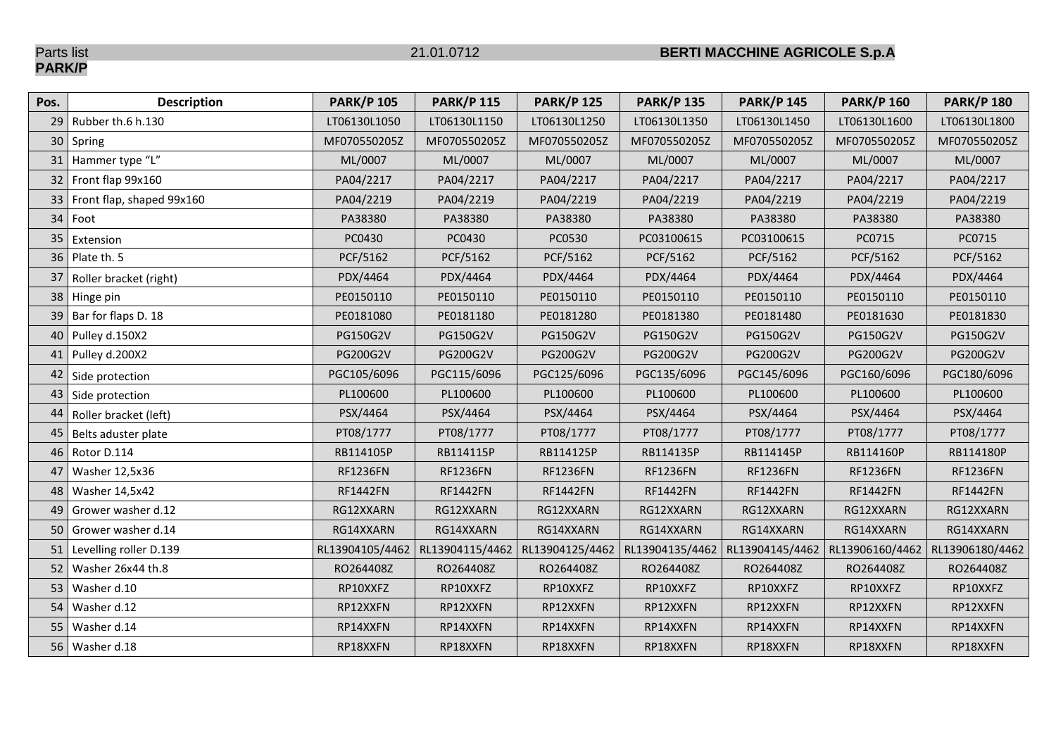Parts list 21.01.0712 **BERTI MACCHINE AGRICOLE S.p.A**

**PARK/P**

| Pos. | Description | PARK/P 105 | PARK/P 115 | PARK/P 125 | PARK/P 135 | PARK/P 145 | PARK/P 160 | PARK/P 180 |
|---|---|---|---|---|---|---|---|---|
| 29 | Rubber th.6 h.130 | LT06130L1050 | LT06130L1150 | LT06130L1250 | LT06130L1350 | LT06130L1450 | LT06130L1600 | LT06130L1800 |
| 30 | Spring | MF070550205Z | MF070550205Z | MF070550205Z | MF070550205Z | MF070550205Z | MF070550205Z | MF070550205Z |
| 31 | Hammer type "L" | ML/0007 | ML/0007 | ML/0007 | ML/0007 | ML/0007 | ML/0007 | ML/0007 |
| 32 | Front flap 99x160 | PA04/2217 | PA04/2217 | PA04/2217 | PA04/2217 | PA04/2217 | PA04/2217 | PA04/2217 |
| 33 | Front flap, shaped 99x160 | PA04/2219 | PA04/2219 | PA04/2219 | PA04/2219 | PA04/2219 | PA04/2219 | PA04/2219 |
| 34 | Foot | PA38380 | PA38380 | PA38380 | PA38380 | PA38380 | PA38380 | PA38380 |
| 35 | Extension | PC0430 | PC0430 | PC0530 | PC03100615 | PC03100615 | PC0715 | PC0715 |
| 36 | Plate th. 5 | PCF/5162 | PCF/5162 | PCF/5162 | PCF/5162 | PCF/5162 | PCF/5162 | PCF/5162 |
| 37 | Roller bracket (right) | PDX/4464 | PDX/4464 | PDX/4464 | PDX/4464 | PDX/4464 | PDX/4464 | PDX/4464 |
| 38 | Hinge pin | PE0150110 | PE0150110 | PE0150110 | PE0150110 | PE0150110 | PE0150110 | PE0150110 |
| 39 | Bar for flaps D. 18 | PE0181080 | PE0181180 | PE0181280 | PE0181380 | PE0181480 | PE0181630 | PE0181830 |
| 40 | Pulley d.150X2 | PG150G2V | PG150G2V | PG150G2V | PG150G2V | PG150G2V | PG150G2V | PG150G2V |
| 41 | Pulley d.200X2 | PG200G2V | PG200G2V | PG200G2V | PG200G2V | PG200G2V | PG200G2V | PG200G2V |
| 42 | Side protection | PGC105/6096 | PGC115/6096 | PGC125/6096 | PGC135/6096 | PGC145/6096 | PGC160/6096 | PGC180/6096 |
| 43 | Side protection | PL100600 | PL100600 | PL100600 | PL100600 | PL100600 | PL100600 | PL100600 |
| 44 | Roller bracket (left) | PSX/4464 | PSX/4464 | PSX/4464 | PSX/4464 | PSX/4464 | PSX/4464 | PSX/4464 |
| 45 | Belts aduster plate | PT08/1777 | PT08/1777 | PT08/1777 | PT08/1777 | PT08/1777 | PT08/1777 | PT08/1777 |
| 46 | Rotor D.114 | RB114105P | RB114115P | RB114125P | RB114135P | RB114145P | RB114160P | RB114180P |
| 47 | Washer 12,5x36 | RF1236FN | RF1236FN | RF1236FN | RF1236FN | RF1236FN | RF1236FN | RF1236FN |
| 48 | Washer 14,5x42 | RF1442FN | RF1442FN | RF1442FN | RF1442FN | RF1442FN | RF1442FN | RF1442FN |
| 49 | Grower washer d.12 | RG12XXARN | RG12XXARN | RG12XXARN | RG12XXARN | RG12XXARN | RG12XXARN | RG12XXARN |
| 50 | Grower washer d.14 | RG14XXARN | RG14XXARN | RG14XXARN | RG14XXARN | RG14XXARN | RG14XXARN | RG14XXARN |
| 51 | Levelling roller D.139 | RL13904105/4462 | RL13904115/4462 | RL13904125/4462 | RL13904135/4462 | RL13904145/4462 | RL13906160/4462 | RL13906180/4462 |
| 52 | Washer 26x44 th.8 | RO264408Z | RO264408Z | RO264408Z | RO264408Z | RO264408Z | RO264408Z | RO264408Z |
| 53 | Washer d.10 | RP10XXFZ | RP10XXFZ | RP10XXFZ | RP10XXFZ | RP10XXFZ | RP10XXFZ | RP10XXFZ |
| 54 | Washer d.12 | RP12XXFN | RP12XXFN | RP12XXFN | RP12XXFN | RP12XXFN | RP12XXFN | RP12XXFN |
| 55 | Washer d.14 | RP14XXFN | RP14XXFN | RP14XXFN | RP14XXFN | RP14XXFN | RP14XXFN | RP14XXFN |
| 56 | Washer d.18 | RP18XXFN | RP18XXFN | RP18XXFN | RP18XXFN | RP18XXFN | RP18XXFN | RP18XXFN |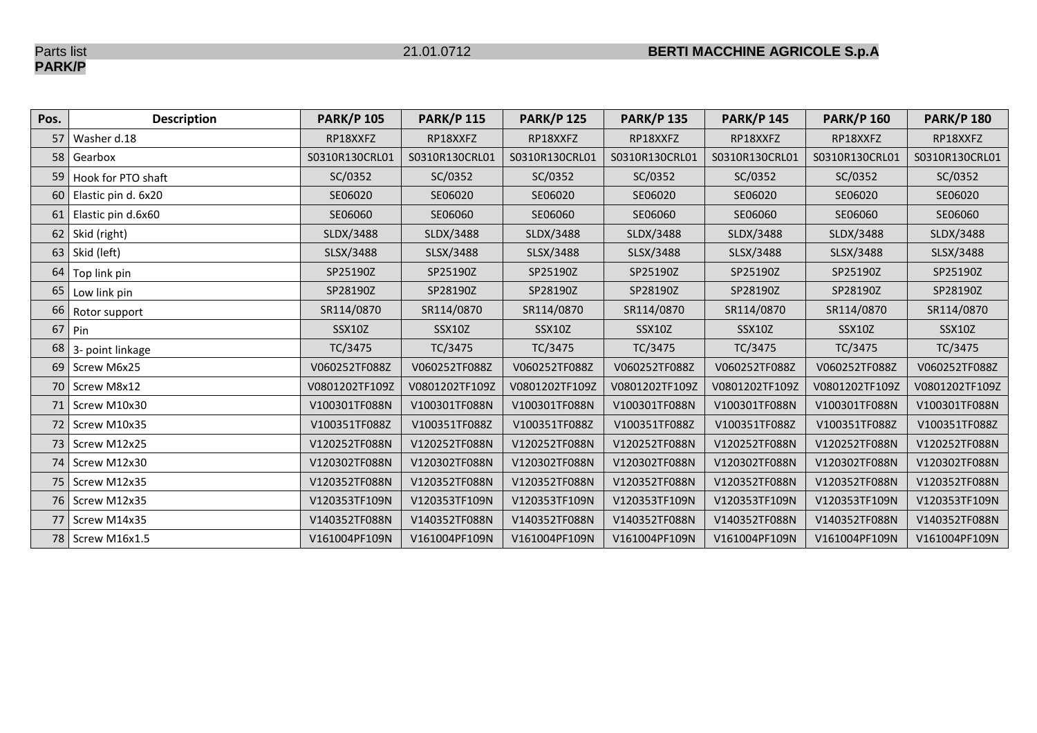Parts list 21.01.0712 **BERTI MACCHINE AGRICOLE S.p.A**

**PARK/P**

| Pos. | Description | PARK/P 105 | PARK/P 115 | PARK/P 125 | PARK/P 135 | PARK/P 145 | PARK/P 160 | PARK/P 180 |
|---|---|---|---|---|---|---|---|---|
| 57 | Washer d.18 | RP18XXFZ | RP18XXFZ | RP18XXFZ | RP18XXFZ | RP18XXFZ | RP18XXFZ | RP18XXFZ |
| 58 | Gearbox | S0310R130CRL01 | S0310R130CRL01 | S0310R130CRL01 | S0310R130CRL01 | S0310R130CRL01 | S0310R130CRL01 | S0310R130CRL01 |
| 59 | Hook for PTO shaft | SC/0352 | SC/0352 | SC/0352 | SC/0352 | SC/0352 | SC/0352 | SC/0352 |
| 60 | Elastic pin d. 6x20 | SE06020 | SE06020 | SE06020 | SE06020 | SE06020 | SE06020 | SE06020 |
| 61 | Elastic pin d.6x60 | SE06060 | SE06060 | SE06060 | SE06060 | SE06060 | SE06060 | SE06060 |
| 62 | Skid (right) | SLDX/3488 | SLDX/3488 | SLDX/3488 | SLDX/3488 | SLDX/3488 | SLDX/3488 | SLDX/3488 |
| 63 | Skid (left) | SLSX/3488 | SLSX/3488 | SLSX/3488 | SLSX/3488 | SLSX/3488 | SLSX/3488 | SLSX/3488 |
| 64 | Top link pin | SP25190Z | SP25190Z | SP25190Z | SP25190Z | SP25190Z | SP25190Z | SP25190Z |
| 65 | Low link pin | SP28190Z | SP28190Z | SP28190Z | SP28190Z | SP28190Z | SP28190Z | SP28190Z |
| 66 | Rotor support | SR114/0870 | SR114/0870 | SR114/0870 | SR114/0870 | SR114/0870 | SR114/0870 | SR114/0870 |
| 67 | Pin | SSX10Z | SSX10Z | SSX10Z | SSX10Z | SSX10Z | SSX10Z | SSX10Z |
| 68 | 3- point linkage | TC/3475 | TC/3475 | TC/3475 | TC/3475 | TC/3475 | TC/3475 | TC/3475 |
| 69 | Screw M6x25 | V060252TF088Z | V060252TF088Z | V060252TF088Z | V060252TF088Z | V060252TF088Z | V060252TF088Z | V060252TF088Z |
| 70 | Screw M8x12 | V0801202TF109Z | V0801202TF109Z | V0801202TF109Z | V0801202TF109Z | V0801202TF109Z | V0801202TF109Z | V0801202TF109Z |
| 71 | Screw M10x30 | V100301TF088N | V100301TF088N | V100301TF088N | V100301TF088N | V100301TF088N | V100301TF088N | V100301TF088N |
| 72 | Screw M10x35 | V100351TF088Z | V100351TF088Z | V100351TF088Z | V100351TF088Z | V100351TF088Z | V100351TF088Z | V100351TF088Z |
| 73 | Screw M12x25 | V120252TF088N | V120252TF088N | V120252TF088N | V120252TF088N | V120252TF088N | V120252TF088N | V120252TF088N |
| 74 | Screw M12x30 | V120302TF088N | V120302TF088N | V120302TF088N | V120302TF088N | V120302TF088N | V120302TF088N | V120302TF088N |
| 75 | Screw M12x35 | V120352TF088N | V120352TF088N | V120352TF088N | V120352TF088N | V120352TF088N | V120352TF088N | V120352TF088N |
| 76 | Screw M12x35 | V120353TF109N | V120353TF109N | V120353TF109N | V120353TF109N | V120353TF109N | V120353TF109N | V120353TF109N |
| 77 | Screw M14x35 | V140352TF088N | V140352TF088N | V140352TF088N | V140352TF088N | V140352TF088N | V140352TF088N | V140352TF088N |
| 78 | Screw M16x1.5 | V161004PF109N | V161004PF109N | V161004PF109N | V161004PF109N | V161004PF109N | V161004PF109N | V161004PF109N |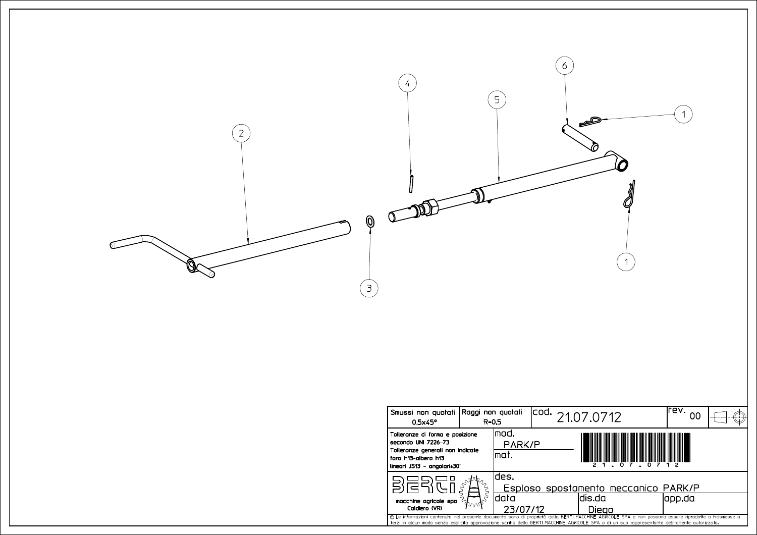6

4

5

2

1

1

3

| Smussi non quotati 0,5x45° | Raggi non quotati R=0,5 | cod. 21.07.0712 | | rev. 00 |
|---|---|---|---|---|
| Tolleranze di forma e posizione secondo UNI 7226-73 Tolleranze generali non indicate foro H13-albero h13 lineari JS13 - angolari±30' | | mod. PARK/P mat. | 21.07.0712 | |
| BERTI macchine agricole spa Caldiero (VR) | | des. Esploso spostamento meccanico PARK/P | | |
| | | data 23/07/12 | dis.da Diego | app.da |

© Le informazioni contenute nel presente documento sono di proprietà della BERTI MACCHINE AGRICOLE SPA e non possono essere riprodotte o trasmesse a terzi in alcun modo senza esplicita approvazione scritta della BERTI MACCHINE AGRICOLE SPA o di un suo rappresentante debitamente autorizzato.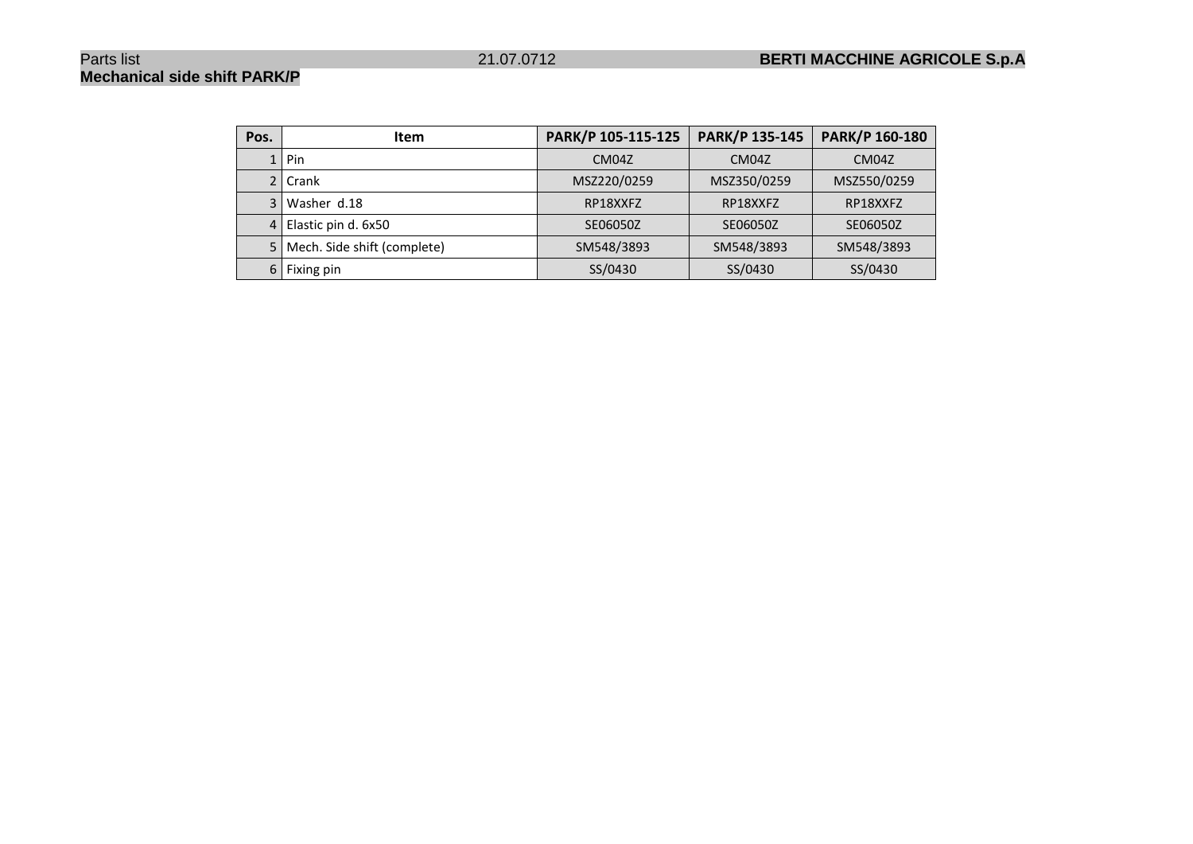# Mechanical side shift PARK/P

| Pos. | Item | PARK/P 105-115-125 | PARK/P 135-145 | PARK/P 160-180 |
|---|---|---|---|---|
| 1 | Pin | CM04Z | CM04Z | CM04Z |
| 2 | Crank | MSZ220/0259 | MSZ350/0259 | MSZ550/0259 |
| 3 | Washer d.18 | RP18XXFZ | RP18XXFZ | RP18XXFZ |
| 4 | Elastic pin d. 6x50 | SE06050Z | SE06050Z | SE06050Z |
| 5 | Mech. Side shift (complete) | SM548/3893 | SM548/3893 | SM548/3893 |
| 6 | Fixing pin | SS/0430 | SS/0430 | SS/0430 |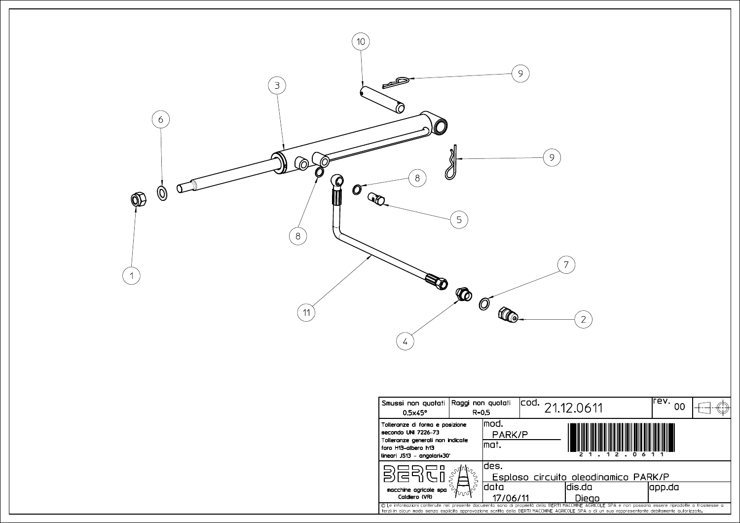1

2

3

4

5

6

7

8

8

9

9

10

11

| Smussi non quotati 0,5x45° | Raggi non quotati R=0,5 | cod. 21.12.0611 | rev. 00 |
|---|---|---|---|
| Tolleranze di forma e posizione secondo UNI 7226-73 Tolleranze generali non indicate foro H13-albero h13 lineari JS13 - angolari±30' | mod. PARK/P | 21 . 12 . 0611 | |
| | mat. | | |
| BERTI macchine agricole spa Caldiero (VR) | des. Esploso circuito oleodinamico PARK/P | | |
| | data 17/06/11 | dis.da Diego | app.da |

© Le informazioni contenute nel presente documento sono di proprietà della BERTI MACCHINE AGRICOLE SPA e non possono essere riprodotte o trasmesse a terzi in alcun modo senza esplicita approvazione scritta della BERTI MACCHINE AGRICOLE SPA o di un suo rappresentante debitamente autorizzato.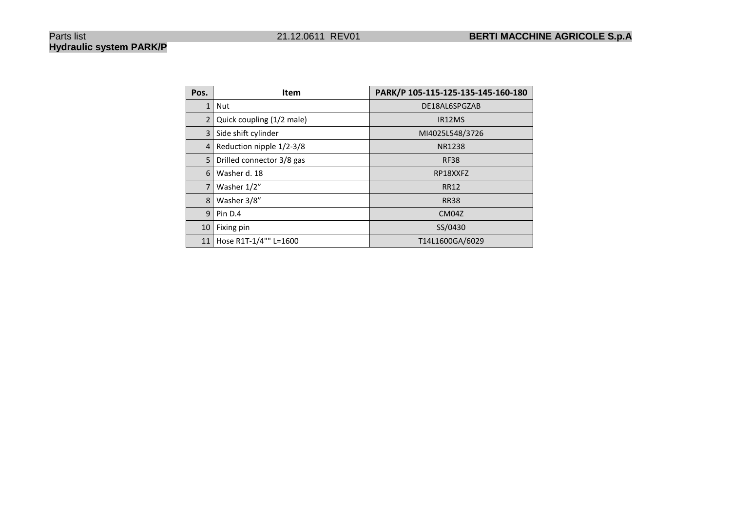## Hydraulic system PARK/P

| Pos. | Item | PARK/P 105-115-125-135-145-160-180 |
|---|---|---|
| 1 | Nut | DE18AL6SPGZAB |
| 2 | Quick coupling (1/2 male) | IR12MS |
| 3 | Side shift cylinder | MI4025L548/3726 |
| 4 | Reduction nipple 1/2-3/8 | NR1238 |
| 5 | Drilled connector 3/8 gas | RF38 |
| 6 | Washer d. 18 | RP18XXFZ |
| 7 | Washer 1/2” | RR12 |
| 8 | Washer 3/8” | RR38 |
| 9 | Pin D.4 | CM04Z |
| 10 | Fixing pin | SS/0430 |
| 11 | Hose R1T-1/4"" L=1600 | T14L1600GA/6029 |